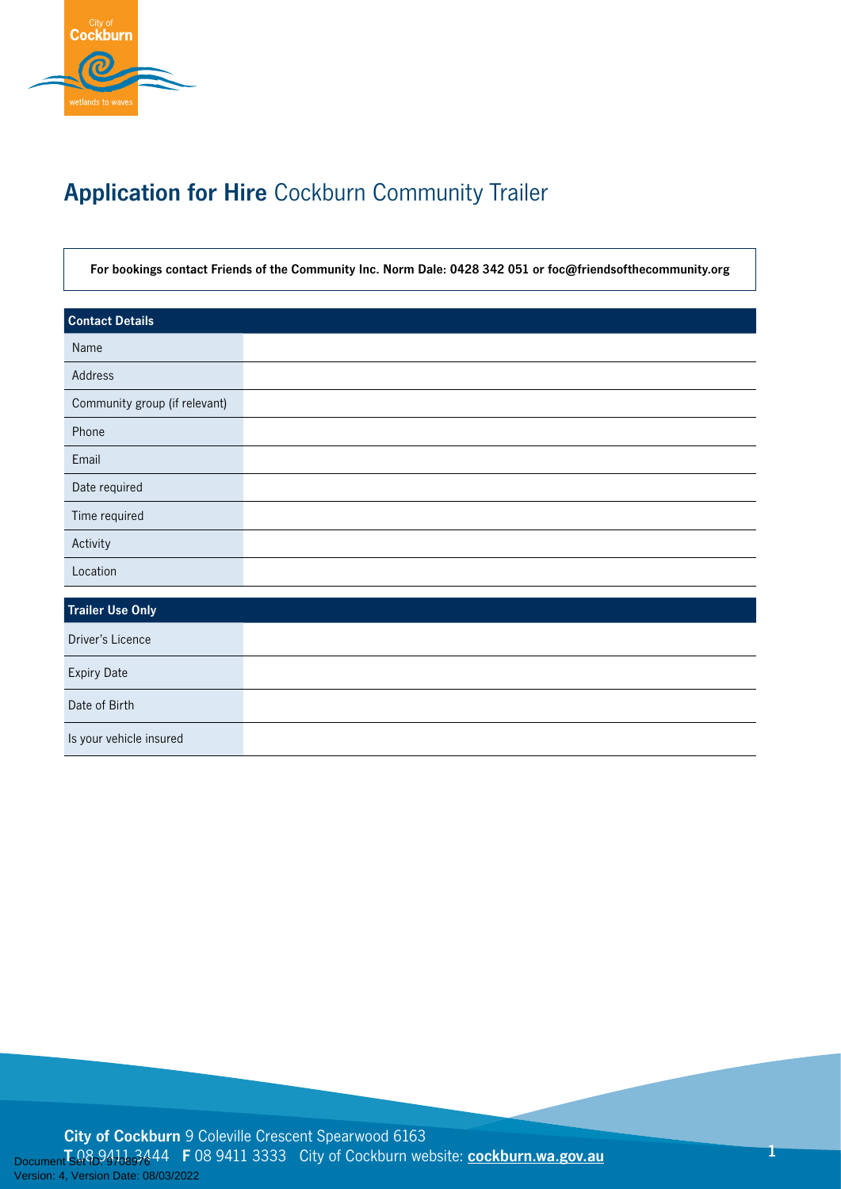# **Application for Hire** Cockburn Community Trailer

**For bookings contact Friends of the Community Inc. Norm Dale: 0428 342 051 or foc@friendsofthecommunity.org**

| **Contact Details** | |
|---|---|
| Name | |
| Address | |
| Community group (if relevant) | |
| Phone | |
| Email | |
| Date required | |
| Time required | |
| Activity | |
| Location | |

| **Trailer Use Only** | |
|---|---|
| Driver's Licence | |
| Expiry Date | |
| Date of Birth | |
| Is your vehicle insured | |

**City of Cockburn** 9 Coleville Crescent Spearwood 6163
**T** 08 9411 3444 **F** 08 9411 3333 City of Cockburn website: **cockburn.wa.gov.au**

Document Set ID: 9708976
Version: 4, Version Date: 08/03/2022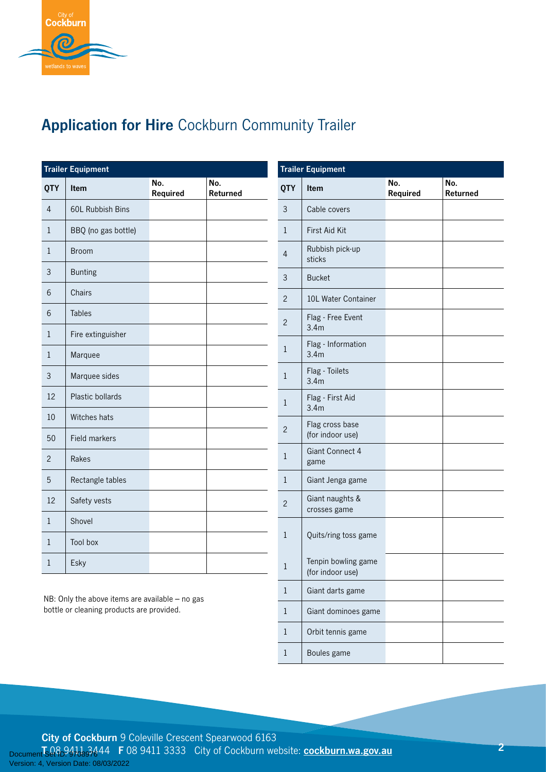# **Application for Hire** Cockburn Community Trailer

| Trailer Equipment | | | |
|---|---|---|---|
| QTY | Item | No. Required | No. Returned |
| 4 | 60L Rubbish Bins | | |
| 1 | BBQ (no gas bottle) | | |
| 1 | Broom | | |
| 3 | Bunting | | |
| 6 | Chairs | | |
| 6 | Tables | | |
| 1 | Fire extinguisher | | |
| 1 | Marquee | | |
| 3 | Marquee sides | | |
| 12 | Plastic bollards | | |
| 10 | Witches hats | | |
| 50 | Field markers | | |
| 2 | Rakes | | |
| 5 | Rectangle tables | | |
| 12 | Safety vests | | |
| 1 | Shovel | | |
| 1 | Tool box | | |
| 1 | Esky | | |

NB: Only the above items are available – no gas bottle or cleaning products are provided.

| Trailer Equipment | | | |
|---|---|---|---|
| QTY | Item | No. Required | No. Returned |
| 3 | Cable covers | | |
| 1 | First Aid Kit | | |
| 4 | Rubbish pick-up sticks | | |
| 3 | Bucket | | |
| 2 | 10L Water Container | | |
| 2 | Flag - Free Event 3.4m | | |
| 1 | Flag - Information 3.4m | | |
| 1 | Flag - Toilets 3.4m | | |
| 1 | Flag - First Aid 3.4m | | |
| 2 | Flag cross base (for indoor use) | | |
| 1 | Giant Connect 4 game | | |
| 1 | Giant Jenga game | | |
| 2 | Giant naughts & crosses game | | |
| 1 | Quits/ring toss game | | |
| 1 | Tenpin bowling game (for indoor use) | | |
| 1 | Giant darts game | | |
| 1 | Giant dominoes game | | |
| 1 | Orbit tennis game | | |
| 1 | Boules game | | |

**City of Cockburn** 9 Coleville Crescent Spearwood 6163
**T** 08 9411 3444 **F** 08 9411 3333 City of Cockburn website: **cockburn.wa.gov.au**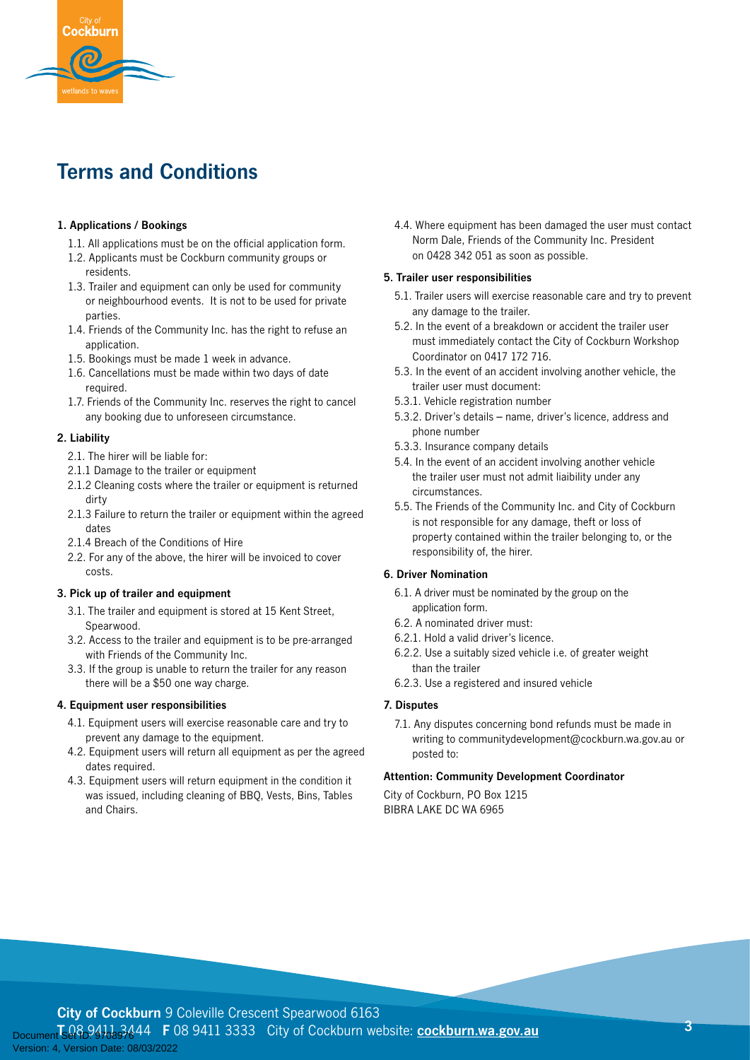# Terms and Conditions

### 1. Applications / Bookings

1.1. All applications must be on the official application form.
1.2. Applicants must be Cockburn community groups or residents.
1.3. Trailer and equipment can only be used for community or neighbourhood events. It is not to be used for private parties.
1.4. Friends of the Community Inc. has the right to refuse an application.
1.5. Bookings must be made 1 week in advance.
1.6. Cancellations must be made within two days of date required.
1.7. Friends of the Community Inc. reserves the right to cancel any booking due to unforeseen circumstance.

### 2. Liability

2.1. The hirer will be liable for:
2.1.1 Damage to the trailer or equipment
2.1.2 Cleaning costs where the trailer or equipment is returned dirty
2.1.3 Failure to return the trailer or equipment within the agreed dates
2.1.4 Breach of the Conditions of Hire
2.2. For any of the above, the hirer will be invoiced to cover costs.

### 3. Pick up of trailer and equipment

3.1. The trailer and equipment is stored at 15 Kent Street, Spearwood.
3.2. Access to the trailer and equipment is to be pre-arranged with Friends of the Community Inc.
3.3. If the group is unable to return the trailer for any reason there will be a $50 one way charge.

### 4. Equipment user responsibilities

4.1. Equipment users will exercise reasonable care and try to prevent any damage to the equipment.
4.2. Equipment users will return all equipment as per the agreed dates required.
4.3. Equipment users will return equipment in the condition it was issued, including cleaning of BBQ, Vests, Bins, Tables and Chairs.
4.4. Where equipment has been damaged the user must contact Norm Dale, Friends of the Community Inc. President on 0428 342 051 as soon as possible.

### 5. Trailer user responsibilities

5.1. Trailer users will exercise reasonable care and try to prevent any damage to the trailer.
5.2. In the event of a breakdown or accident the trailer user must immediately contact the City of Cockburn Workshop Coordinator on 0417 172 716.
5.3. In the event of an accident involving another vehicle, the trailer user must document:
5.3.1. Vehicle registration number
5.3.2. Driver's details – name, driver's licence, address and phone number
5.3.3. Insurance company details
5.4. In the event of an accident involving another vehicle the trailer user must not admit liaibility under any circumstances.
5.5. The Friends of the Community Inc. and City of Cockburn is not responsible for any damage, theft or loss of property contained within the trailer belonging to, or the responsibility of, the hirer.

### 6. Driver Nomination

6.1. A driver must be nominated by the group on the application form.
6.2. A nominated driver must:
6.2.1. Hold a valid driver's licence.
6.2.2. Use a suitably sized vehicle i.e. of greater weight than the trailer
6.2.3. Use a registered and insured vehicle

### 7. Disputes

7.1. Any disputes concerning bond refunds must be made in writing to communitydevelopment@cockburn.wa.gov.au or posted to:

**Attention: Community Development Coordinator**

City of Cockburn, PO Box 1215
BIBRA LAKE DC WA 6965